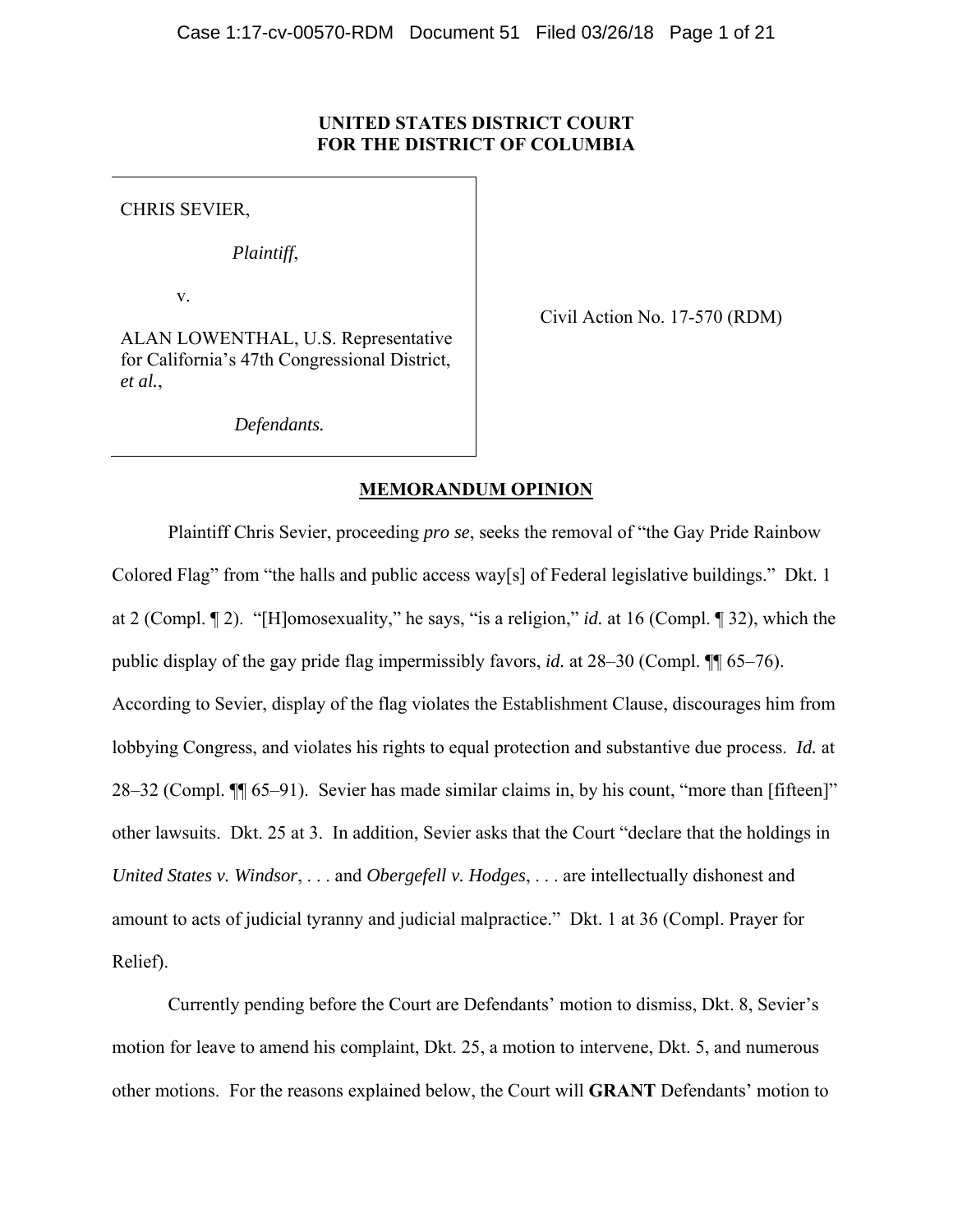**UNITED STATES DISTRICT COURT**
**FOR THE DISTRICT OF COLUMBIA**

CHRIS SEVIER,

*Plaintiff*,

v.

ALAN LOWENTHAL, U.S. Representative for California's 47th Congressional District, *et al.*,

*Defendants.*

Civil Action No. 17-570 (RDM)

**MEMORANDUM OPINION**

Plaintiff Chris Sevier, proceeding *pro se*, seeks the removal of "the Gay Pride Rainbow Colored Flag" from "the halls and public access way[s] of Federal legislative buildings." Dkt. 1 at 2 (Compl. ¶ 2). "[H]omosexuality," he says, "is a religion," *id.* at 16 (Compl. ¶ 32), which the public display of the gay pride flag impermissibly favors, *id.* at 28–30 (Compl. ¶¶ 65–76). According to Sevier, display of the flag violates the Establishment Clause, discourages him from lobbying Congress, and violates his rights to equal protection and substantive due process. *Id.* at 28–32 (Compl. ¶¶ 65–91). Sevier has made similar claims in, by his count, "more than [fifteen]" other lawsuits. Dkt. 25 at 3. In addition, Sevier asks that the Court "declare that the holdings in *United States v. Windsor*, . . . and *Obergefell v. Hodges*, . . . are intellectually dishonest and amount to acts of judicial tyranny and judicial malpractice." Dkt. 1 at 36 (Compl. Prayer for Relief).

Currently pending before the Court are Defendants' motion to dismiss, Dkt. 8, Sevier's motion for leave to amend his complaint, Dkt. 25, a motion to intervene, Dkt. 5, and numerous other motions. For the reasons explained below, the Court will **GRANT** Defendants' motion to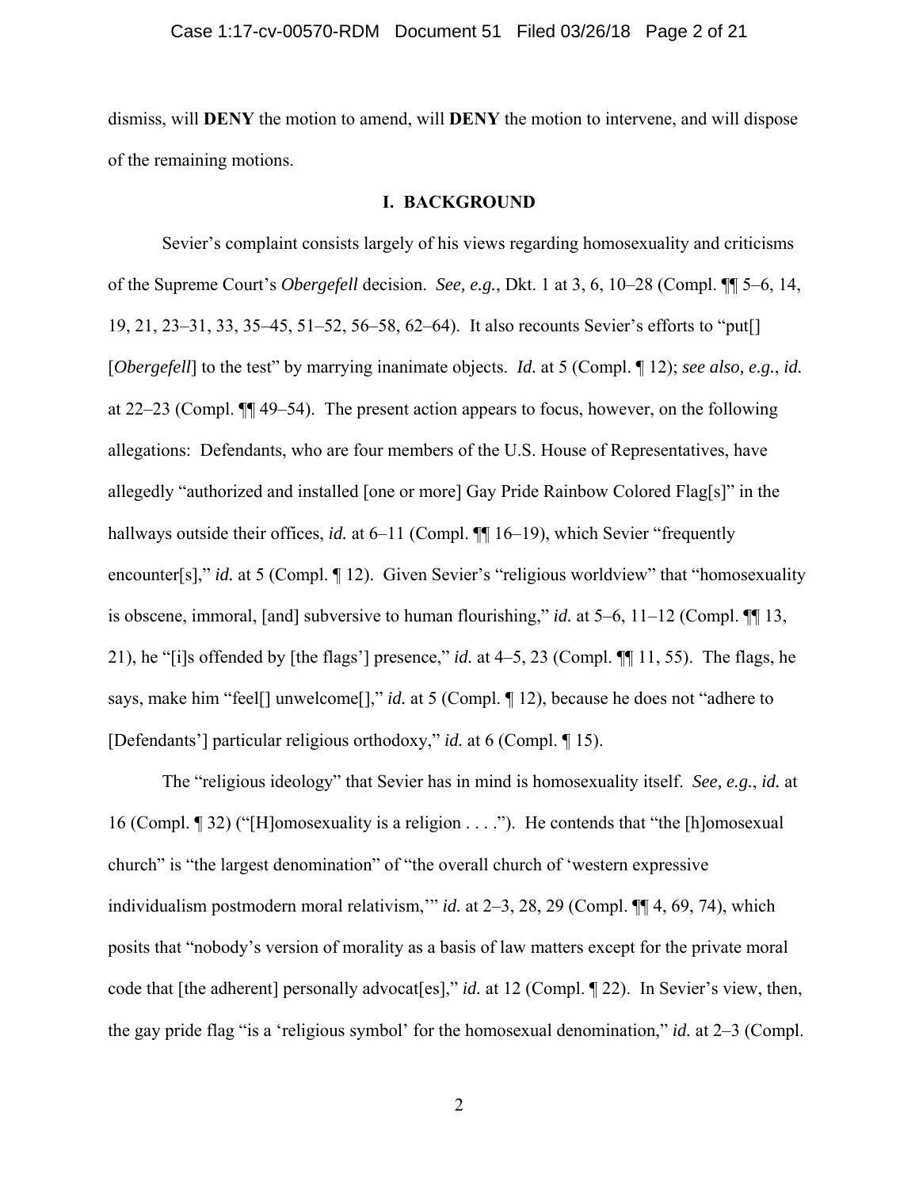dismiss, will **DENY** the motion to amend, will **DENY** the motion to intervene, and will dispose of the remaining motions.

## I. BACKGROUND

Sevier's complaint consists largely of his views regarding homosexuality and criticisms of the Supreme Court's *Obergefell* decision. *See, e.g.*, Dkt. 1 at 3, 6, 10–28 (Compl. ¶¶ 5–6, 14, 19, 21, 23–31, 33, 35–45, 51–52, 56–58, 62–64). It also recounts Sevier's efforts to "put[] [*Obergefell*] to the test" by marrying inanimate objects. *Id.* at 5 (Compl. ¶ 12); *see also, e.g.*, *id.* at 22–23 (Compl. ¶¶ 49–54). The present action appears to focus, however, on the following allegations: Defendants, who are four members of the U.S. House of Representatives, have allegedly "authorized and installed [one or more] Gay Pride Rainbow Colored Flag[s]" in the hallways outside their offices, *id.* at 6–11 (Compl. ¶¶ 16–19), which Sevier "frequently encounter[s]," *id.* at 5 (Compl. ¶ 12). Given Sevier's "religious worldview" that "homosexuality is obscene, immoral, [and] subversive to human flourishing," *id.* at 5–6, 11–12 (Compl. ¶¶ 13, 21), he "[i]s offended by [the flags'] presence," *id.* at 4–5, 23 (Compl. ¶¶ 11, 55). The flags, he says, make him "feel[] unwelcome[]," *id.* at 5 (Compl. ¶ 12), because he does not "adhere to [Defendants'] particular religious orthodoxy," *id.* at 6 (Compl. ¶ 15).

The "religious ideology" that Sevier has in mind is homosexuality itself. *See, e.g.*, *id.* at 16 (Compl. ¶ 32) ("[H]omosexuality is a religion . . . ."). He contends that "the [h]omosexual church" is "the largest denomination" of "the overall church of 'western expressive individualism postmodern moral relativism,'" *id.* at 2–3, 28, 29 (Compl. ¶¶ 4, 69, 74), which posits that "nobody's version of morality as a basis of law matters except for the private moral code that [the adherent] personally advocat[es]," *id.* at 12 (Compl. ¶ 22). In Sevier's view, then, the gay pride flag "is a 'religious symbol' for the homosexual denomination," *id.* at 2–3 (Compl.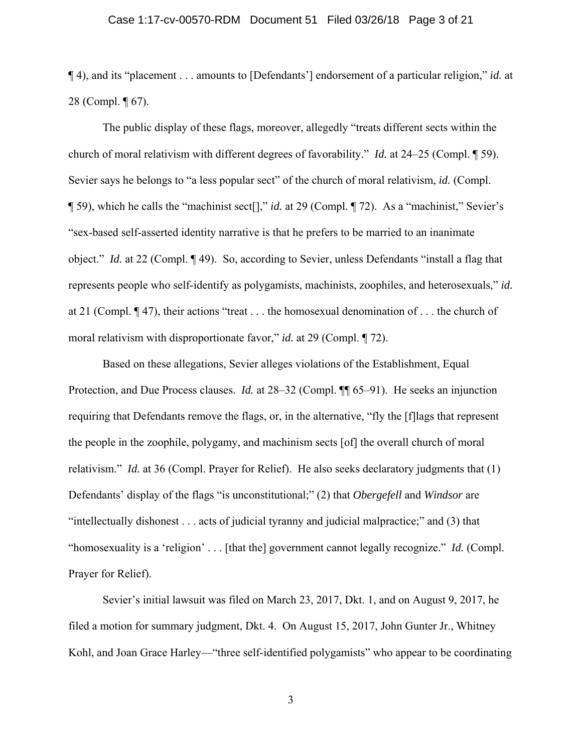¶ 4), and its "placement . . . amounts to [Defendants'] endorsement of a particular religion," *id.* at 28 (Compl. ¶ 67).

The public display of these flags, moreover, allegedly "treats different sects within the church of moral relativism with different degrees of favorability." *Id.* at 24–25 (Compl. ¶ 59). Sevier says he belongs to "a less popular sect" of the church of moral relativism, *id.* (Compl. ¶ 59), which he calls the "machinist sect[]," *id.* at 29 (Compl. ¶ 72). As a "machinist," Sevier's "sex-based self-asserted identity narrative is that he prefers to be married to an inanimate object." *Id.* at 22 (Compl. ¶ 49). So, according to Sevier, unless Defendants "install a flag that represents people who self-identify as polygamists, machinists, zoophiles, and heterosexuals," *id.* at 21 (Compl. ¶ 47), their actions "treat . . . the homosexual denomination of . . . the church of moral relativism with disproportionate favor," *id.* at 29 (Compl. ¶ 72).

Based on these allegations, Sevier alleges violations of the Establishment, Equal Protection, and Due Process clauses. *Id.* at 28–32 (Compl. ¶¶ 65–91). He seeks an injunction requiring that Defendants remove the flags, or, in the alternative, "fly the [f]lags that represent the people in the zoophile, polygamy, and machinism sects [of] the overall church of moral relativism." *Id.* at 36 (Compl. Prayer for Relief). He also seeks declaratory judgments that (1) Defendants' display of the flags "is unconstitutional;" (2) that *Obergefell* and *Windsor* are "intellectually dishonest . . . acts of judicial tyranny and judicial malpractice;" and (3) that "homosexuality is a 'religion' . . . [that the] government cannot legally recognize." *Id.* (Compl. Prayer for Relief).

Sevier's initial lawsuit was filed on March 23, 2017, Dkt. 1, and on August 9, 2017, he filed a motion for summary judgment, Dkt. 4. On August 15, 2017, John Gunter Jr., Whitney Kohl, and Joan Grace Harley—"three self-identified polygamists" who appear to be coordinating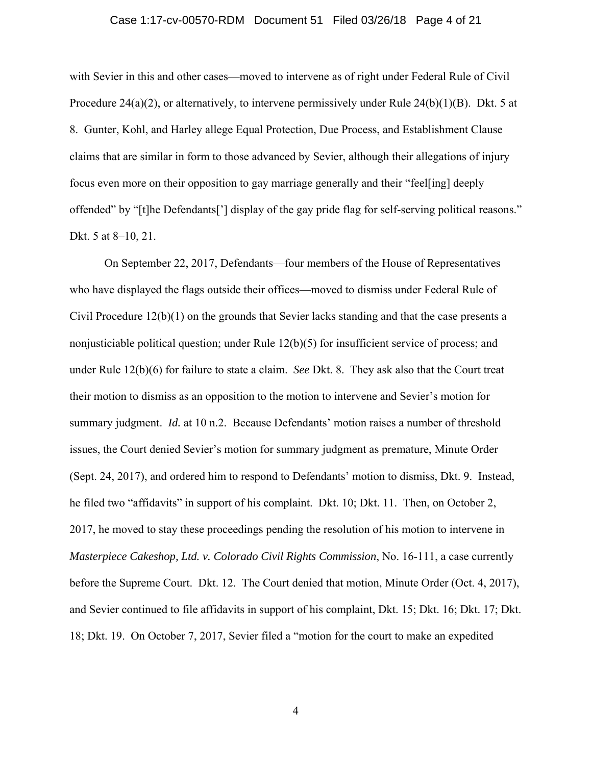with Sevier in this and other cases—moved to intervene as of right under Federal Rule of Civil Procedure 24(a)(2), or alternatively, to intervene permissively under Rule 24(b)(1)(B). Dkt. 5 at 8. Gunter, Kohl, and Harley allege Equal Protection, Due Process, and Establishment Clause claims that are similar in form to those advanced by Sevier, although their allegations of injury focus even more on their opposition to gay marriage generally and their "feel[ing] deeply offended" by "[t]he Defendants['] display of the gay pride flag for self-serving political reasons." Dkt. 5 at 8–10, 21.

On September 22, 2017, Defendants—four members of the House of Representatives who have displayed the flags outside their offices—moved to dismiss under Federal Rule of Civil Procedure 12(b)(1) on the grounds that Sevier lacks standing and that the case presents a nonjusticiable political question; under Rule 12(b)(5) for insufficient service of process; and under Rule 12(b)(6) for failure to state a claim. *See* Dkt. 8. They ask also that the Court treat their motion to dismiss as an opposition to the motion to intervene and Sevier's motion for summary judgment. *Id.* at 10 n.2. Because Defendants' motion raises a number of threshold issues, the Court denied Sevier's motion for summary judgment as premature, Minute Order (Sept. 24, 2017), and ordered him to respond to Defendants' motion to dismiss, Dkt. 9. Instead, he filed two "affidavits" in support of his complaint. Dkt. 10; Dkt. 11. Then, on October 2, 2017, he moved to stay these proceedings pending the resolution of his motion to intervene in *Masterpiece Cakeshop, Ltd. v. Colorado Civil Rights Commission*, No. 16-111, a case currently before the Supreme Court. Dkt. 12. The Court denied that motion, Minute Order (Oct. 4, 2017), and Sevier continued to file affidavits in support of his complaint, Dkt. 15; Dkt. 16; Dkt. 17; Dkt. 18; Dkt. 19. On October 7, 2017, Sevier filed a "motion for the court to make an expedited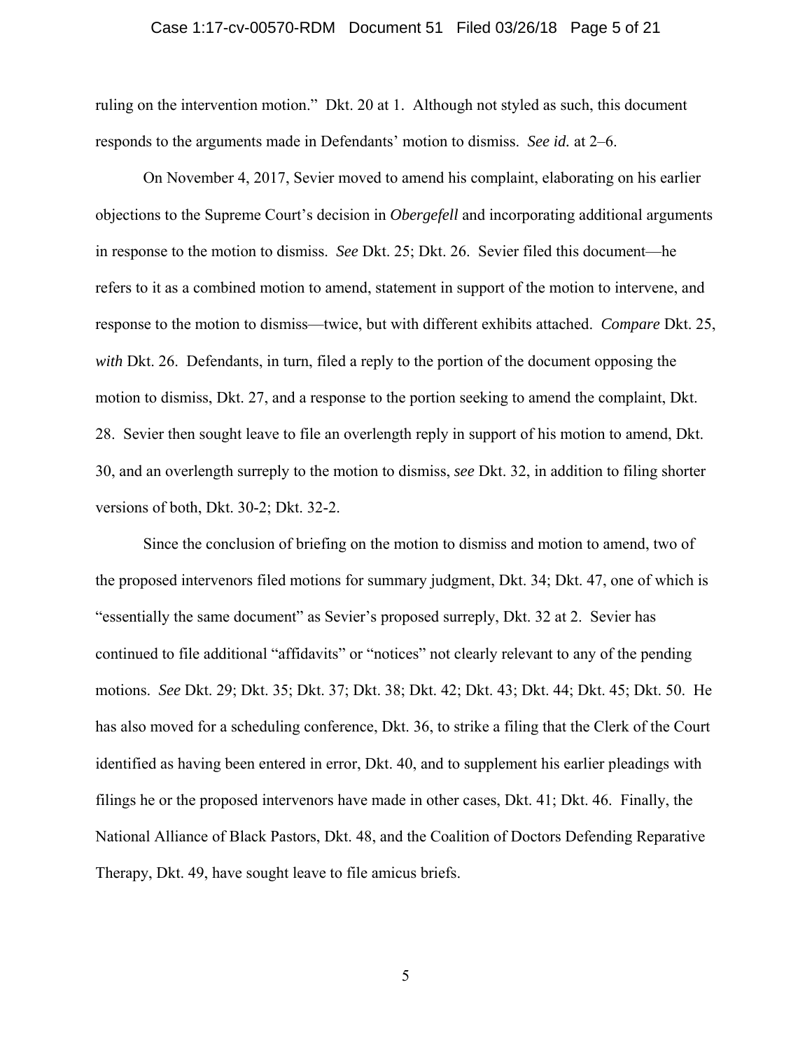ruling on the intervention motion." Dkt. 20 at 1. Although not styled as such, this document responds to the arguments made in Defendants' motion to dismiss. *See id.* at 2–6.

On November 4, 2017, Sevier moved to amend his complaint, elaborating on his earlier objections to the Supreme Court's decision in *Obergefell* and incorporating additional arguments in response to the motion to dismiss. *See* Dkt. 25; Dkt. 26. Sevier filed this document—he refers to it as a combined motion to amend, statement in support of the motion to intervene, and response to the motion to dismiss—twice, but with different exhibits attached. *Compare* Dkt. 25, *with* Dkt. 26. Defendants, in turn, filed a reply to the portion of the document opposing the motion to dismiss, Dkt. 27, and a response to the portion seeking to amend the complaint, Dkt. 28. Sevier then sought leave to file an overlength reply in support of his motion to amend, Dkt. 30, and an overlength surreply to the motion to dismiss, *see* Dkt. 32, in addition to filing shorter versions of both, Dkt. 30-2; Dkt. 32-2.

Since the conclusion of briefing on the motion to dismiss and motion to amend, two of the proposed intervenors filed motions for summary judgment, Dkt. 34; Dkt. 47, one of which is "essentially the same document" as Sevier's proposed surreply, Dkt. 32 at 2. Sevier has continued to file additional "affidavits" or "notices" not clearly relevant to any of the pending motions. *See* Dkt. 29; Dkt. 35; Dkt. 37; Dkt. 38; Dkt. 42; Dkt. 43; Dkt. 44; Dkt. 45; Dkt. 50. He has also moved for a scheduling conference, Dkt. 36, to strike a filing that the Clerk of the Court identified as having been entered in error, Dkt. 40, and to supplement his earlier pleadings with filings he or the proposed intervenors have made in other cases, Dkt. 41; Dkt. 46. Finally, the National Alliance of Black Pastors, Dkt. 48, and the Coalition of Doctors Defending Reparative Therapy, Dkt. 49, have sought leave to file amicus briefs.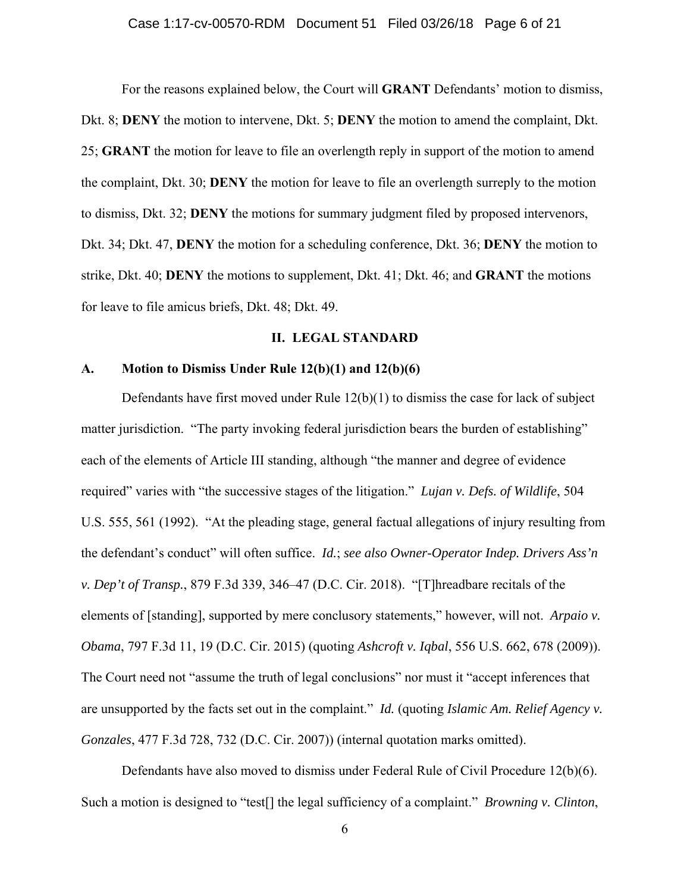For the reasons explained below, the Court will **GRANT** Defendants' motion to dismiss, Dkt. 8; **DENY** the motion to intervene, Dkt. 5; **DENY** the motion to amend the complaint, Dkt. 25; **GRANT** the motion for leave to file an overlength reply in support of the motion to amend the complaint, Dkt. 30; **DENY** the motion for leave to file an overlength surreply to the motion to dismiss, Dkt. 32; **DENY** the motions for summary judgment filed by proposed intervenors, Dkt. 34; Dkt. 47, **DENY** the motion for a scheduling conference, Dkt. 36; **DENY** the motion to strike, Dkt. 40; **DENY** the motions to supplement, Dkt. 41; Dkt. 46; and **GRANT** the motions for leave to file amicus briefs, Dkt. 48; Dkt. 49.

## II. LEGAL STANDARD

### A. Motion to Dismiss Under Rule 12(b)(1) and 12(b)(6)

Defendants have first moved under Rule 12(b)(1) to dismiss the case for lack of subject matter jurisdiction. "The party invoking federal jurisdiction bears the burden of establishing" each of the elements of Article III standing, although "the manner and degree of evidence required" varies with "the successive stages of the litigation." *Lujan v. Defs. of Wildlife*, 504 U.S. 555, 561 (1992). "At the pleading stage, general factual allegations of injury resulting from the defendant's conduct" will often suffice. *Id.*; *see also Owner-Operator Indep. Drivers Ass'n v. Dep't of Transp.*, 879 F.3d 339, 346–47 (D.C. Cir. 2018). "[T]hreadbare recitals of the elements of [standing], supported by mere conclusory statements," however, will not. *Arpaio v. Obama*, 797 F.3d 11, 19 (D.C. Cir. 2015) (quoting *Ashcroft v. Iqbal*, 556 U.S. 662, 678 (2009)). The Court need not "assume the truth of legal conclusions" nor must it "accept inferences that are unsupported by the facts set out in the complaint." *Id.* (quoting *Islamic Am. Relief Agency v. Gonzales*, 477 F.3d 728, 732 (D.C. Cir. 2007)) (internal quotation marks omitted).

Defendants have also moved to dismiss under Federal Rule of Civil Procedure 12(b)(6). Such a motion is designed to "test[] the legal sufficiency of a complaint." *Browning v. Clinton*,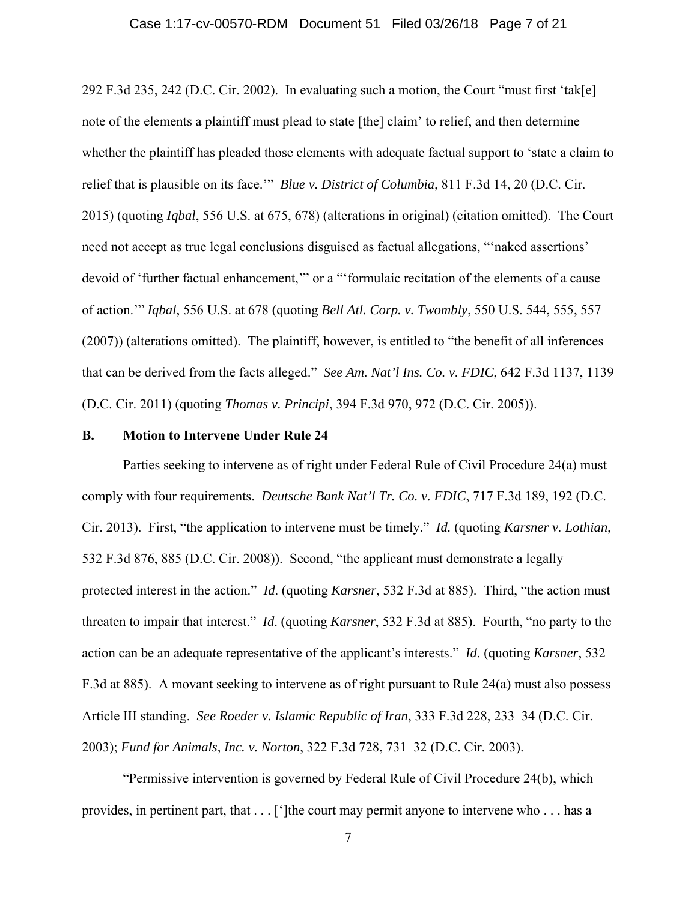292 F.3d 235, 242 (D.C. Cir. 2002). In evaluating such a motion, the Court "must first 'tak[e] note of the elements a plaintiff must plead to state [the] claim' to relief, and then determine whether the plaintiff has pleaded those elements with adequate factual support to 'state a claim to relief that is plausible on its face.'" *Blue v. District of Columbia*, 811 F.3d 14, 20 (D.C. Cir. 2015) (quoting *Iqbal*, 556 U.S. at 675, 678) (alterations in original) (citation omitted). The Court need not accept as true legal conclusions disguised as factual allegations, "'naked assertions' devoid of 'further factual enhancement,'" or a "'formulaic recitation of the elements of a cause of action.'" *Iqbal*, 556 U.S. at 678 (quoting *Bell Atl. Corp. v. Twombly*, 550 U.S. 544, 555, 557 (2007)) (alterations omitted). The plaintiff, however, is entitled to "the benefit of all inferences that can be derived from the facts alleged." *See Am. Nat'l Ins. Co. v. FDIC*, 642 F.3d 1137, 1139 (D.C. Cir. 2011) (quoting *Thomas v. Principi*, 394 F.3d 970, 972 (D.C. Cir. 2005)).

### B. Motion to Intervene Under Rule 24

Parties seeking to intervene as of right under Federal Rule of Civil Procedure 24(a) must comply with four requirements. *Deutsche Bank Nat'l Tr. Co. v. FDIC*, 717 F.3d 189, 192 (D.C. Cir. 2013). First, "the application to intervene must be timely." *Id.* (quoting *Karsner v. Lothian*, 532 F.3d 876, 885 (D.C. Cir. 2008)). Second, "the applicant must demonstrate a legally protected interest in the action." *Id*. (quoting *Karsner*, 532 F.3d at 885). Third, "the action must threaten to impair that interest." *Id*. (quoting *Karsner*, 532 F.3d at 885). Fourth, "no party to the action can be an adequate representative of the applicant's interests." *Id*. (quoting *Karsner*, 532 F.3d at 885). A movant seeking to intervene as of right pursuant to Rule 24(a) must also possess Article III standing. *See Roeder v. Islamic Republic of Iran*, 333 F.3d 228, 233–34 (D.C. Cir. 2003); *Fund for Animals, Inc. v. Norton*, 322 F.3d 728, 731–32 (D.C. Cir. 2003).

"Permissive intervention is governed by Federal Rule of Civil Procedure 24(b), which provides, in pertinent part, that . . . [']the court may permit anyone to intervene who . . . has a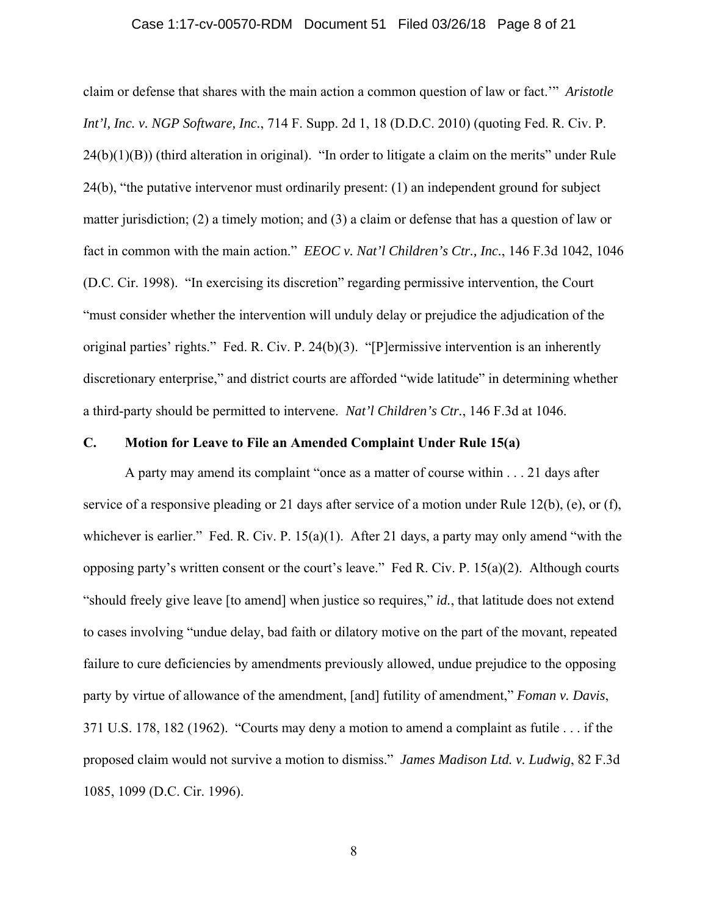claim or defense that shares with the main action a common question of law or fact.'" *Aristotle Int'l, Inc. v. NGP Software, Inc.*, 714 F. Supp. 2d 1, 18 (D.D.C. 2010) (quoting Fed. R. Civ. P. 24(b)(1)(B)) (third alteration in original). "In order to litigate a claim on the merits" under Rule 24(b), "the putative intervenor must ordinarily present: (1) an independent ground for subject matter jurisdiction; (2) a timely motion; and (3) a claim or defense that has a question of law or fact in common with the main action." *EEOC v. Nat'l Children's Ctr., Inc.*, 146 F.3d 1042, 1046 (D.C. Cir. 1998). "In exercising its discretion" regarding permissive intervention, the Court "must consider whether the intervention will unduly delay or prejudice the adjudication of the original parties' rights." Fed. R. Civ. P. 24(b)(3). "[P]ermissive intervention is an inherently discretionary enterprise," and district courts are afforded "wide latitude" in determining whether a third-party should be permitted to intervene. *Nat'l Children's Ctr.*, 146 F.3d at 1046.

### C. Motion for Leave to File an Amended Complaint Under Rule 15(a)

A party may amend its complaint "once as a matter of course within . . . 21 days after service of a responsive pleading or 21 days after service of a motion under Rule 12(b), (e), or (f), whichever is earlier." Fed. R. Civ. P. 15(a)(1). After 21 days, a party may only amend "with the opposing party's written consent or the court's leave." Fed R. Civ. P. 15(a)(2). Although courts "should freely give leave [to amend] when justice so requires," *id.*, that latitude does not extend to cases involving "undue delay, bad faith or dilatory motive on the part of the movant, repeated failure to cure deficiencies by amendments previously allowed, undue prejudice to the opposing party by virtue of allowance of the amendment, [and] futility of amendment," *Foman v. Davis*, 371 U.S. 178, 182 (1962). "Courts may deny a motion to amend a complaint as futile . . . if the proposed claim would not survive a motion to dismiss." *James Madison Ltd. v. Ludwig*, 82 F.3d 1085, 1099 (D.C. Cir. 1996).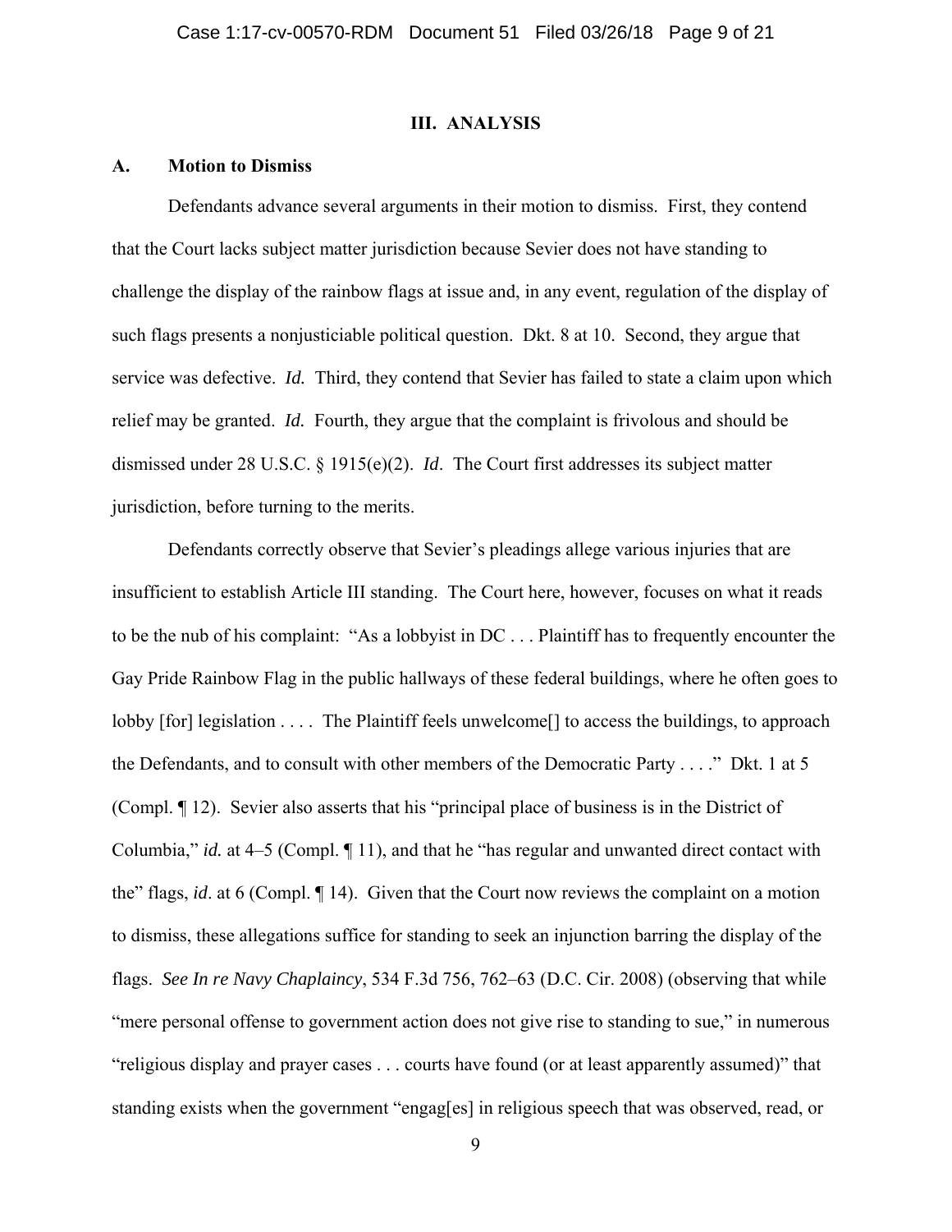## III. ANALYSIS

### A. Motion to Dismiss

Defendants advance several arguments in their motion to dismiss. First, they contend that the Court lacks subject matter jurisdiction because Sevier does not have standing to challenge the display of the rainbow flags at issue and, in any event, regulation of the display of such flags presents a nonjusticiable political question. Dkt. 8 at 10. Second, they argue that service was defective. *Id.* Third, they contend that Sevier has failed to state a claim upon which relief may be granted. *Id.* Fourth, they argue that the complaint is frivolous and should be dismissed under 28 U.S.C. § 1915(e)(2). *Id*. The Court first addresses its subject matter jurisdiction, before turning to the merits.

Defendants correctly observe that Sevier's pleadings allege various injuries that are insufficient to establish Article III standing. The Court here, however, focuses on what it reads to be the nub of his complaint: "As a lobbyist in DC . . . Plaintiff has to frequently encounter the Gay Pride Rainbow Flag in the public hallways of these federal buildings, where he often goes to lobby [for] legislation . . . . The Plaintiff feels unwelcome[] to access the buildings, to approach the Defendants, and to consult with other members of the Democratic Party . . . ." Dkt. 1 at 5 (Compl. ¶ 12). Sevier also asserts that his "principal place of business is in the District of Columbia," *id.* at 4–5 (Compl. ¶ 11), and that he "has regular and unwanted direct contact with the" flags, *id*. at 6 (Compl. ¶ 14). Given that the Court now reviews the complaint on a motion to dismiss, these allegations suffice for standing to seek an injunction barring the display of the flags. *See In re Navy Chaplaincy*, 534 F.3d 756, 762–63 (D.C. Cir. 2008) (observing that while "mere personal offense to government action does not give rise to standing to sue," in numerous "religious display and prayer cases . . . courts have found (or at least apparently assumed)" that standing exists when the government "engag[es] in religious speech that was observed, read, or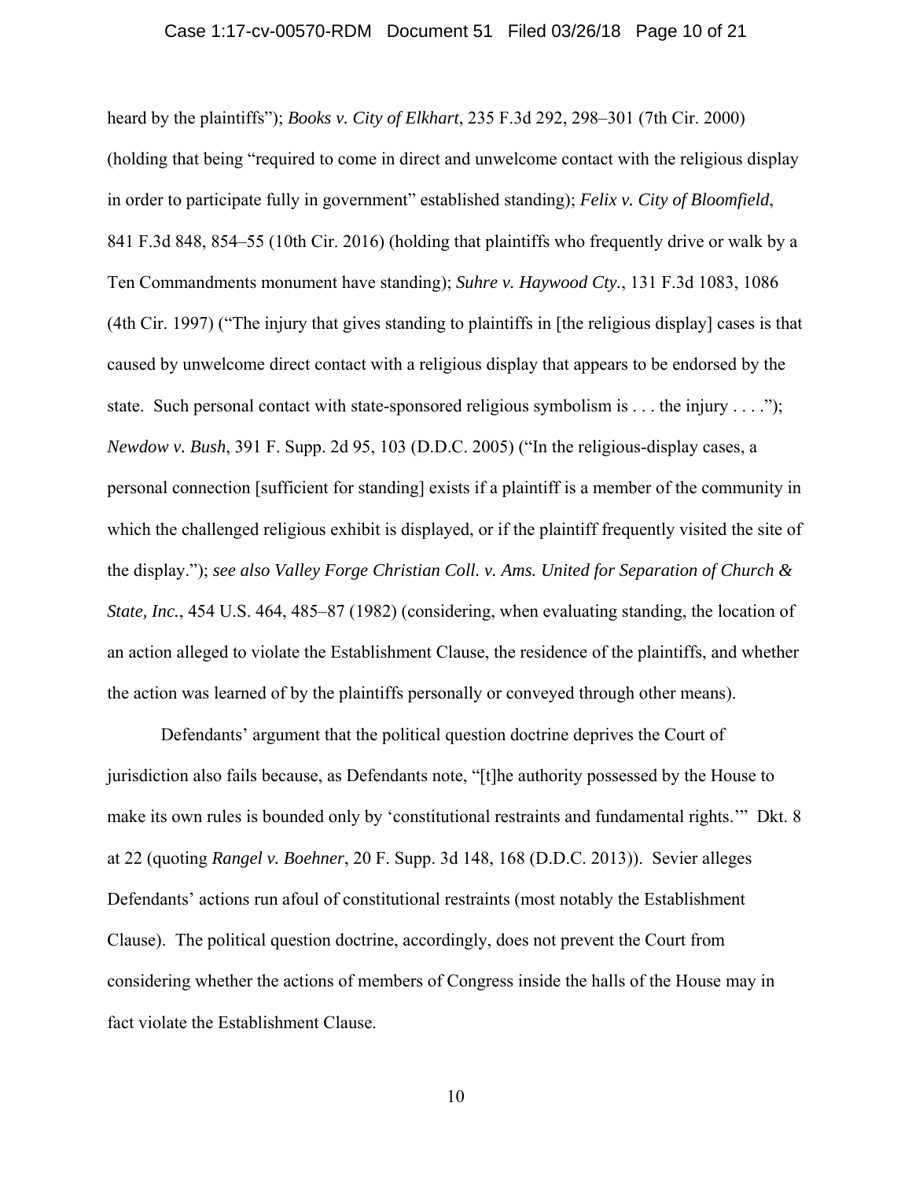heard by the plaintiffs"); *Books v. City of Elkhart*, 235 F.3d 292, 298–301 (7th Cir. 2000) (holding that being "required to come in direct and unwelcome contact with the religious display in order to participate fully in government" established standing); *Felix v. City of Bloomfield*, 841 F.3d 848, 854–55 (10th Cir. 2016) (holding that plaintiffs who frequently drive or walk by a Ten Commandments monument have standing); *Suhre v. Haywood Cty.*, 131 F.3d 1083, 1086 (4th Cir. 1997) ("The injury that gives standing to plaintiffs in [the religious display] cases is that caused by unwelcome direct contact with a religious display that appears to be endorsed by the state. Such personal contact with state-sponsored religious symbolism is . . . the injury . . . ."); *Newdow v. Bush*, 391 F. Supp. 2d 95, 103 (D.D.C. 2005) ("In the religious-display cases, a personal connection [sufficient for standing] exists if a plaintiff is a member of the community in which the challenged religious exhibit is displayed, or if the plaintiff frequently visited the site of the display."); *see also Valley Forge Christian Coll. v. Ams. United for Separation of Church & State, Inc.*, 454 U.S. 464, 485–87 (1982) (considering, when evaluating standing, the location of an action alleged to violate the Establishment Clause, the residence of the plaintiffs, and whether the action was learned of by the plaintiffs personally or conveyed through other means).

Defendants' argument that the political question doctrine deprives the Court of jurisdiction also fails because, as Defendants note, "[t]he authority possessed by the House to make its own rules is bounded only by 'constitutional restraints and fundamental rights.'" Dkt. 8 at 22 (quoting *Rangel v. Boehner*, 20 F. Supp. 3d 148, 168 (D.D.C. 2013)). Sevier alleges Defendants' actions run afoul of constitutional restraints (most notably the Establishment Clause). The political question doctrine, accordingly, does not prevent the Court from considering whether the actions of members of Congress inside the halls of the House may in fact violate the Establishment Clause.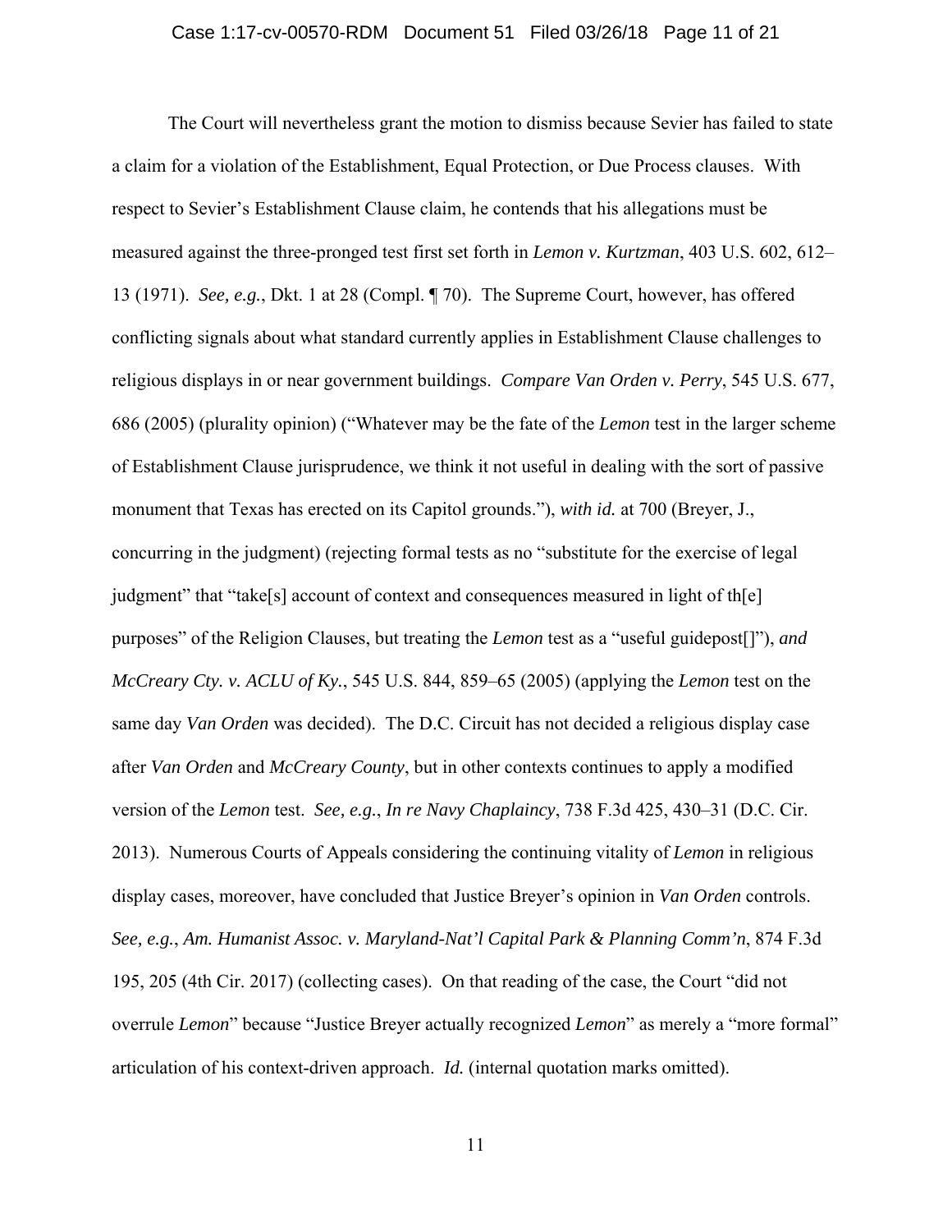The Court will nevertheless grant the motion to dismiss because Sevier has failed to state a claim for a violation of the Establishment, Equal Protection, or Due Process clauses. With respect to Sevier's Establishment Clause claim, he contends that his allegations must be measured against the three-pronged test first set forth in *Lemon v. Kurtzman*, 403 U.S. 602, 612–13 (1971). *See, e.g.*, Dkt. 1 at 28 (Compl. ¶ 70). The Supreme Court, however, has offered conflicting signals about what standard currently applies in Establishment Clause challenges to religious displays in or near government buildings. *Compare Van Orden v. Perry*, 545 U.S. 677, 686 (2005) (plurality opinion) ("Whatever may be the fate of the *Lemon* test in the larger scheme of Establishment Clause jurisprudence, we think it not useful in dealing with the sort of passive monument that Texas has erected on its Capitol grounds."), *with id.* at 700 (Breyer, J., concurring in the judgment) (rejecting formal tests as no "substitute for the exercise of legal judgment" that "take[s] account of context and consequences measured in light of th[e] purposes" of the Religion Clauses, but treating the *Lemon* test as a "useful guidepost[]"), *and McCreary Cty. v. ACLU of Ky.*, 545 U.S. 844, 859–65 (2005) (applying the *Lemon* test on the same day *Van Orden* was decided). The D.C. Circuit has not decided a religious display case after *Van Orden* and *McCreary County*, but in other contexts continues to apply a modified version of the *Lemon* test. *See, e.g.*, *In re Navy Chaplaincy*, 738 F.3d 425, 430–31 (D.C. Cir. 2013). Numerous Courts of Appeals considering the continuing vitality of *Lemon* in religious display cases, moreover, have concluded that Justice Breyer's opinion in *Van Orden* controls. *See, e.g.*, *Am. Humanist Assoc. v. Maryland-Nat'l Capital Park & Planning Comm'n*, 874 F.3d 195, 205 (4th Cir. 2017) (collecting cases). On that reading of the case, the Court "did not overrule *Lemon*" because "Justice Breyer actually recognized *Lemon*" as merely a "more formal" articulation of his context-driven approach. *Id.* (internal quotation marks omitted).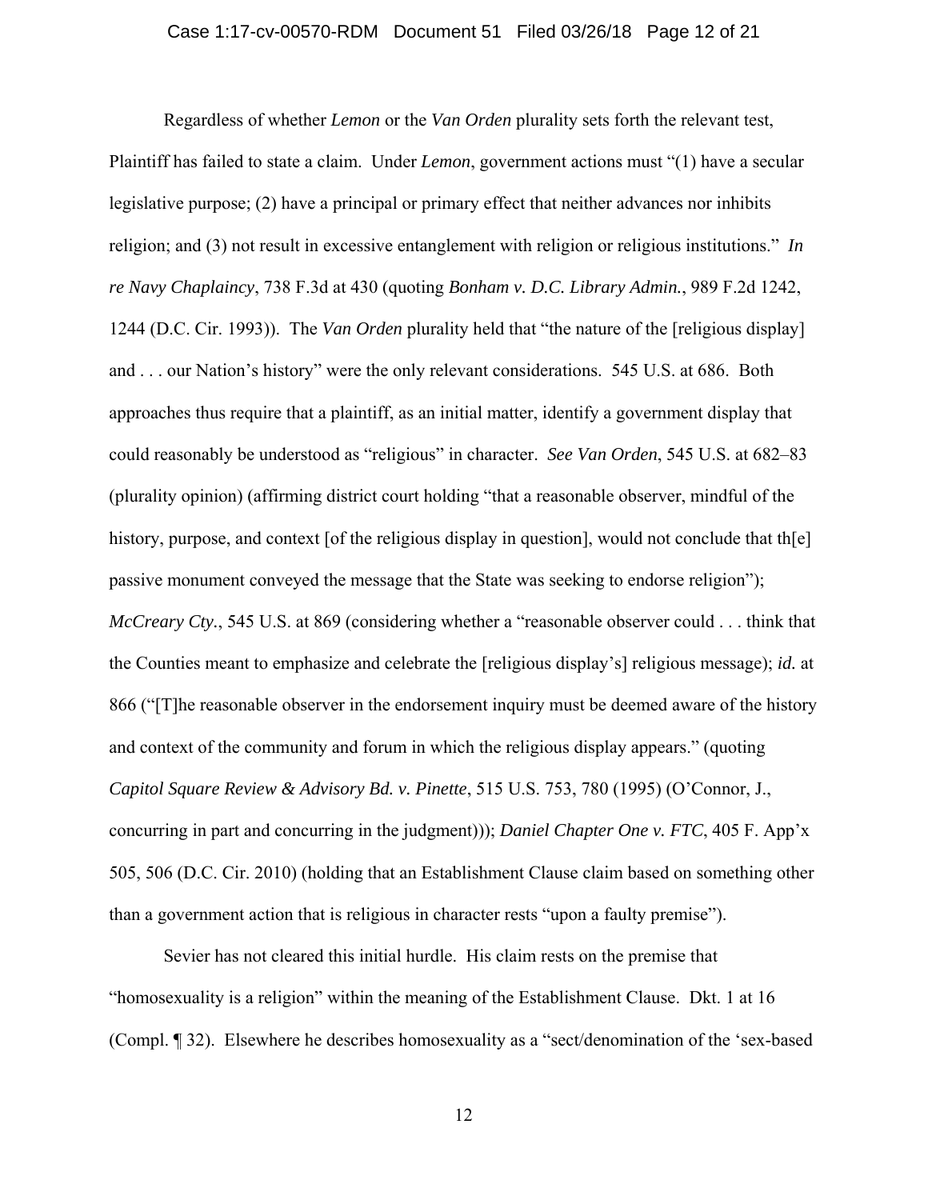Regardless of whether *Lemon* or the *Van Orden* plurality sets forth the relevant test, Plaintiff has failed to state a claim. Under *Lemon*, government actions must "(1) have a secular legislative purpose; (2) have a principal or primary effect that neither advances nor inhibits religion; and (3) not result in excessive entanglement with religion or religious institutions." *In re Navy Chaplaincy*, 738 F.3d at 430 (quoting *Bonham v. D.C. Library Admin.*, 989 F.2d 1242, 1244 (D.C. Cir. 1993)). The *Van Orden* plurality held that "the nature of the [religious display] and . . . our Nation's history" were the only relevant considerations. 545 U.S. at 686. Both approaches thus require that a plaintiff, as an initial matter, identify a government display that could reasonably be understood as "religious" in character. *See Van Orden*, 545 U.S. at 682–83 (plurality opinion) (affirming district court holding "that a reasonable observer, mindful of the history, purpose, and context [of the religious display in question], would not conclude that th[e] passive monument conveyed the message that the State was seeking to endorse religion"); *McCreary Cty.*, 545 U.S. at 869 (considering whether a "reasonable observer could . . . think that the Counties meant to emphasize and celebrate the [religious display's] religious message); *id.* at 866 ("[T]he reasonable observer in the endorsement inquiry must be deemed aware of the history and context of the community and forum in which the religious display appears." (quoting *Capitol Square Review & Advisory Bd. v. Pinette*, 515 U.S. 753, 780 (1995) (O'Connor, J., concurring in part and concurring in the judgment))); *Daniel Chapter One v. FTC*, 405 F. App'x 505, 506 (D.C. Cir. 2010) (holding that an Establishment Clause claim based on something other than a government action that is religious in character rests "upon a faulty premise").

Sevier has not cleared this initial hurdle. His claim rests on the premise that "homosexuality is a religion" within the meaning of the Establishment Clause. Dkt. 1 at 16 (Compl. ¶ 32). Elsewhere he describes homosexuality as a "sect/denomination of the 'sex-based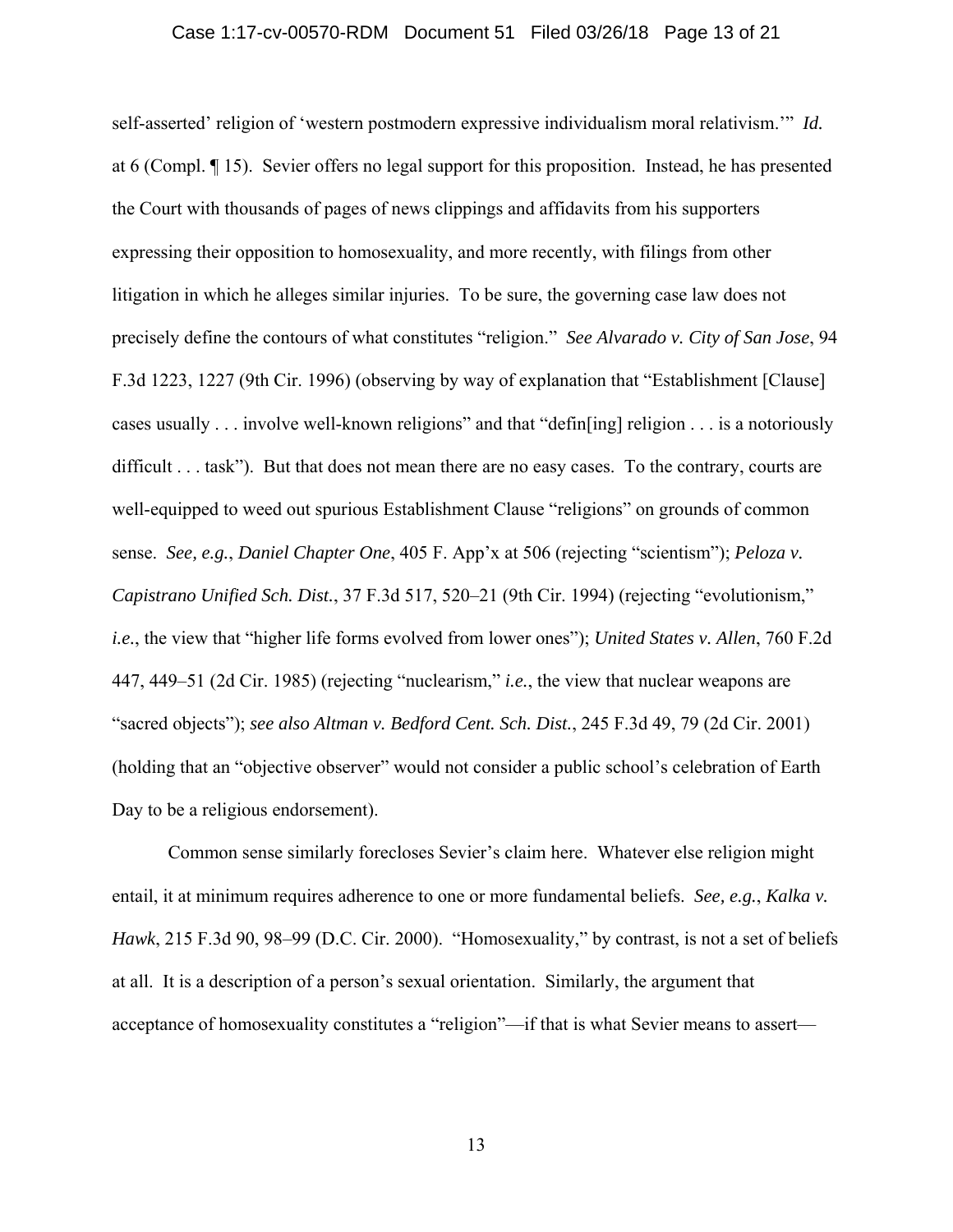self-asserted' religion of 'western postmodern expressive individualism moral relativism.'" *Id.* at 6 (Compl. ¶ 15). Sevier offers no legal support for this proposition. Instead, he has presented the Court with thousands of pages of news clippings and affidavits from his supporters expressing their opposition to homosexuality, and more recently, with filings from other litigation in which he alleges similar injuries. To be sure, the governing case law does not precisely define the contours of what constitutes "religion." *See Alvarado v. City of San Jose*, 94 F.3d 1223, 1227 (9th Cir. 1996) (observing by way of explanation that "Establishment [Clause] cases usually . . . involve well-known religions" and that "defin[ing] religion . . . is a notoriously difficult . . . task"). But that does not mean there are no easy cases. To the contrary, courts are well-equipped to weed out spurious Establishment Clause "religions" on grounds of common sense. *See, e.g.*, *Daniel Chapter One*, 405 F. App'x at 506 (rejecting "scientism"); *Peloza v. Capistrano Unified Sch. Dist.*, 37 F.3d 517, 520–21 (9th Cir. 1994) (rejecting "evolutionism," *i.e.*, the view that "higher life forms evolved from lower ones"); *United States v. Allen*, 760 F.2d 447, 449–51 (2d Cir. 1985) (rejecting "nuclearism," *i.e.*, the view that nuclear weapons are "sacred objects"); *see also Altman v. Bedford Cent. Sch. Dist.*, 245 F.3d 49, 79 (2d Cir. 2001) (holding that an "objective observer" would not consider a public school's celebration of Earth Day to be a religious endorsement).

Common sense similarly forecloses Sevier's claim here. Whatever else religion might entail, it at minimum requires adherence to one or more fundamental beliefs. *See, e.g.*, *Kalka v. Hawk*, 215 F.3d 90, 98–99 (D.C. Cir. 2000). "Homosexuality," by contrast, is not a set of beliefs at all. It is a description of a person's sexual orientation. Similarly, the argument that acceptance of homosexuality constitutes a "religion"—if that is what Sevier means to assert—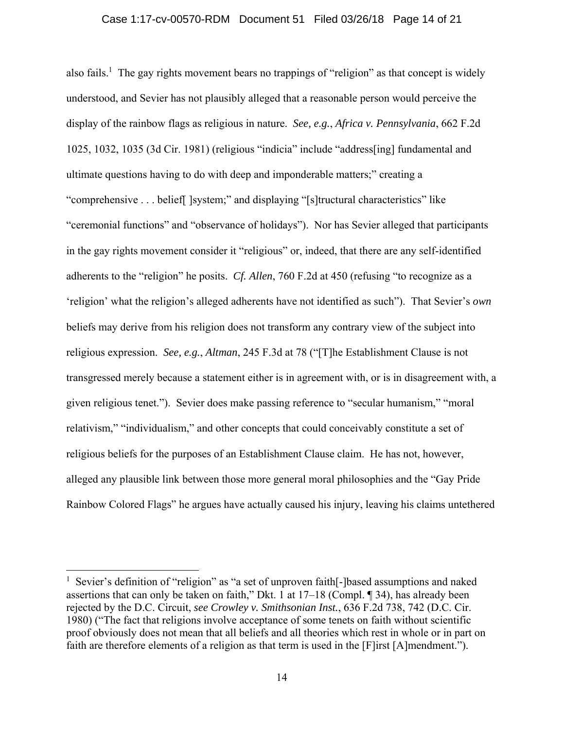also fails.[1] The gay rights movement bears no trappings of "religion" as that concept is widely understood, and Sevier has not plausibly alleged that a reasonable person would perceive the display of the rainbow flags as religious in nature. *See, e.g.*, *Africa v. Pennsylvania*, 662 F.2d 1025, 1032, 1035 (3d Cir. 1981) (religious "indicia" include "address[ing] fundamental and ultimate questions having to do with deep and imponderable matters;" creating a "comprehensive . . . belief[ ]system;" and displaying "[s]tructural characteristics" like "ceremonial functions" and "observance of holidays"). Nor has Sevier alleged that participants in the gay rights movement consider it "religious" or, indeed, that there are any self-identified adherents to the "religion" he posits. *Cf. Allen*, 760 F.2d at 450 (refusing "to recognize as a 'religion' what the religion's alleged adherents have not identified as such"). That Sevier's *own* beliefs may derive from his religion does not transform any contrary view of the subject into religious expression. *See, e.g.*, *Altman*, 245 F.3d at 78 ("[T]he Establishment Clause is not transgressed merely because a statement either is in agreement with, or is in disagreement with, a given religious tenet."). Sevier does make passing reference to "secular humanism," "moral relativism," "individualism," and other concepts that could conceivably constitute a set of religious beliefs for the purposes of an Establishment Clause claim. He has not, however, alleged any plausible link between those more general moral philosophies and the "Gay Pride Rainbow Colored Flags" he argues have actually caused his injury, leaving his claims untethered

---

[1] Sevier's definition of "religion" as "a set of unproven faith[-]based assumptions and naked assertions that can only be taken on faith," Dkt. 1 at 17–18 (Compl. ¶ 34), has already been rejected by the D.C. Circuit, *see Crowley v. Smithsonian Inst.*, 636 F.2d 738, 742 (D.C. Cir. 1980) ("The fact that religions involve acceptance of some tenets on faith without scientific proof obviously does not mean that all beliefs and all theories which rest in whole or in part on faith are therefore elements of a religion as that term is used in the [F]irst [A]mendment.").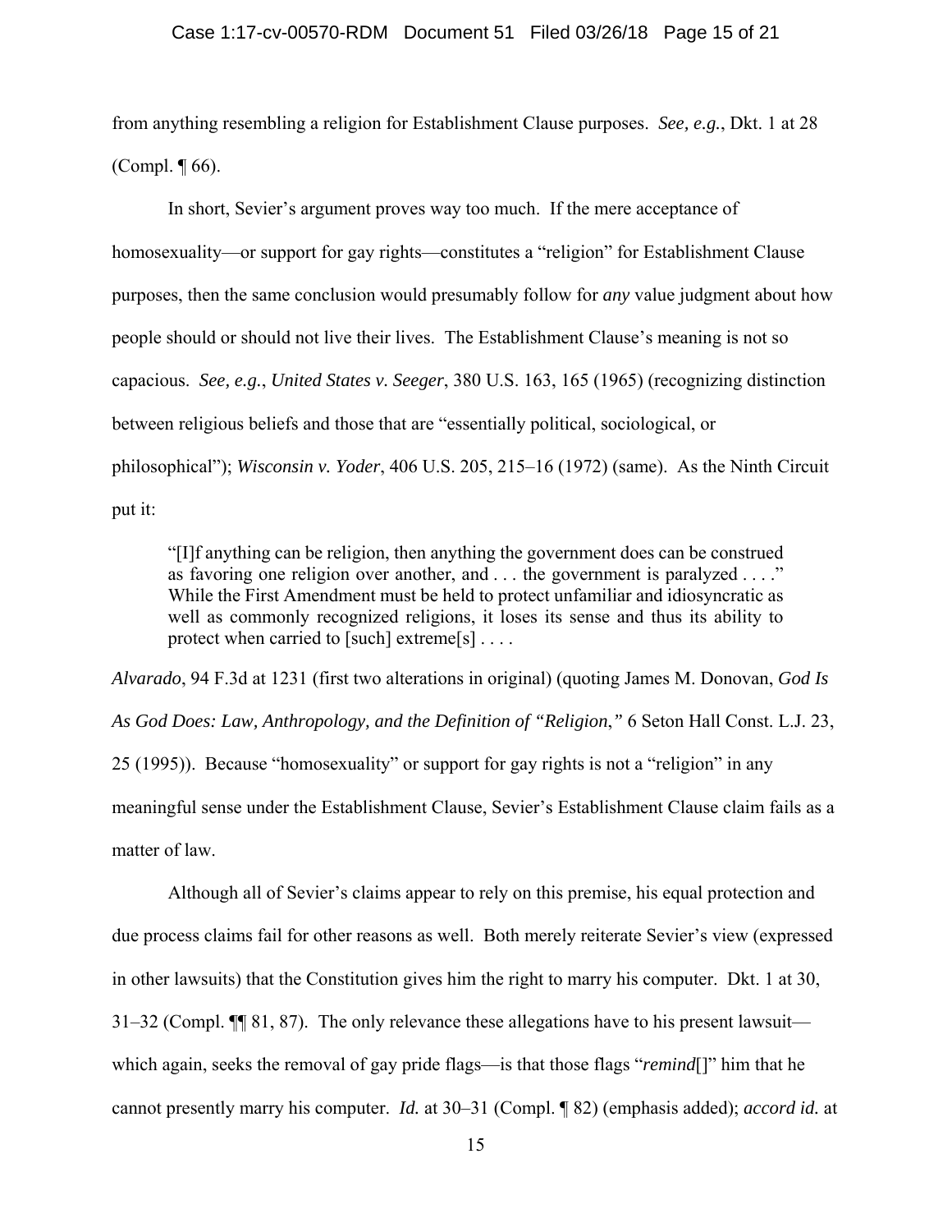from anything resembling a religion for Establishment Clause purposes. *See, e.g.*, Dkt. 1 at 28 (Compl. ¶ 66).

In short, Sevier's argument proves way too much. If the mere acceptance of homosexuality—or support for gay rights—constitutes a "religion" for Establishment Clause purposes, then the same conclusion would presumably follow for *any* value judgment about how people should or should not live their lives. The Establishment Clause's meaning is not so capacious. *See, e.g.*, *United States v. Seeger*, 380 U.S. 163, 165 (1965) (recognizing distinction between religious beliefs and those that are "essentially political, sociological, or philosophical"); *Wisconsin v. Yoder*, 406 U.S. 205, 215–16 (1972) (same). As the Ninth Circuit put it:

> "[I]f anything can be religion, then anything the government does can be construed as favoring one religion over another, and . . . the government is paralyzed . . . ." While the First Amendment must be held to protect unfamiliar and idiosyncratic as well as commonly recognized religions, it loses its sense and thus its ability to protect when carried to [such] extreme[s] . . . .

*Alvarado*, 94 F.3d at 1231 (first two alterations in original) (quoting James M. Donovan, *God Is As God Does: Law, Anthropology, and the Definition of "Religion*,*"* 6 Seton Hall Const. L.J. 23, 25 (1995)). Because "homosexuality" or support for gay rights is not a "religion" in any meaningful sense under the Establishment Clause, Sevier's Establishment Clause claim fails as a matter of law.

Although all of Sevier's claims appear to rely on this premise, his equal protection and due process claims fail for other reasons as well. Both merely reiterate Sevier's view (expressed in other lawsuits) that the Constitution gives him the right to marry his computer. Dkt. 1 at 30, 31–32 (Compl. ¶¶ 81, 87). The only relevance these allegations have to his present lawsuit—which again, seeks the removal of gay pride flags—is that those flags "*remind*[]" him that he cannot presently marry his computer. *Id.* at 30–31 (Compl. ¶ 82) (emphasis added); *accord id.* at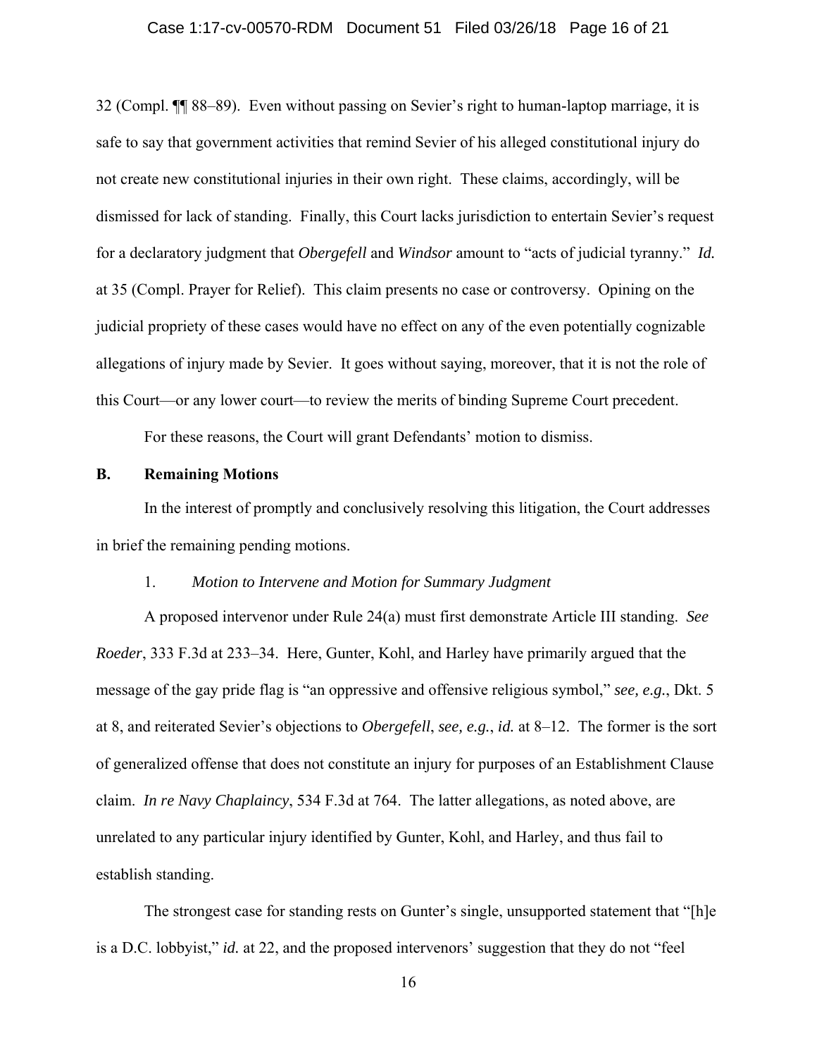32 (Compl. ¶¶ 88–89). Even without passing on Sevier's right to human-laptop marriage, it is safe to say that government activities that remind Sevier of his alleged constitutional injury do not create new constitutional injuries in their own right. These claims, accordingly, will be dismissed for lack of standing. Finally, this Court lacks jurisdiction to entertain Sevier's request for a declaratory judgment that *Obergefell* and *Windsor* amount to "acts of judicial tyranny." *Id.* at 35 (Compl. Prayer for Relief). This claim presents no case or controversy. Opining on the judicial propriety of these cases would have no effect on any of the even potentially cognizable allegations of injury made by Sevier. It goes without saying, moreover, that it is not the role of this Court—or any lower court—to review the merits of binding Supreme Court precedent.

For these reasons, the Court will grant Defendants' motion to dismiss.

### B. Remaining Motions

In the interest of promptly and conclusively resolving this litigation, the Court addresses in brief the remaining pending motions.

#### 1. *Motion to Intervene and Motion for Summary Judgment*

A proposed intervenor under Rule 24(a) must first demonstrate Article III standing. *See Roeder*, 333 F.3d at 233–34. Here, Gunter, Kohl, and Harley have primarily argued that the message of the gay pride flag is "an oppressive and offensive religious symbol," *see, e.g.*, Dkt. 5 at 8, and reiterated Sevier's objections to *Obergefell*, *see, e.g.*, *id.* at 8–12. The former is the sort of generalized offense that does not constitute an injury for purposes of an Establishment Clause claim. *In re Navy Chaplaincy*, 534 F.3d at 764. The latter allegations, as noted above, are unrelated to any particular injury identified by Gunter, Kohl, and Harley, and thus fail to establish standing.

The strongest case for standing rests on Gunter's single, unsupported statement that "[h]e is a D.C. lobbyist," *id.* at 22, and the proposed intervenors' suggestion that they do not "feel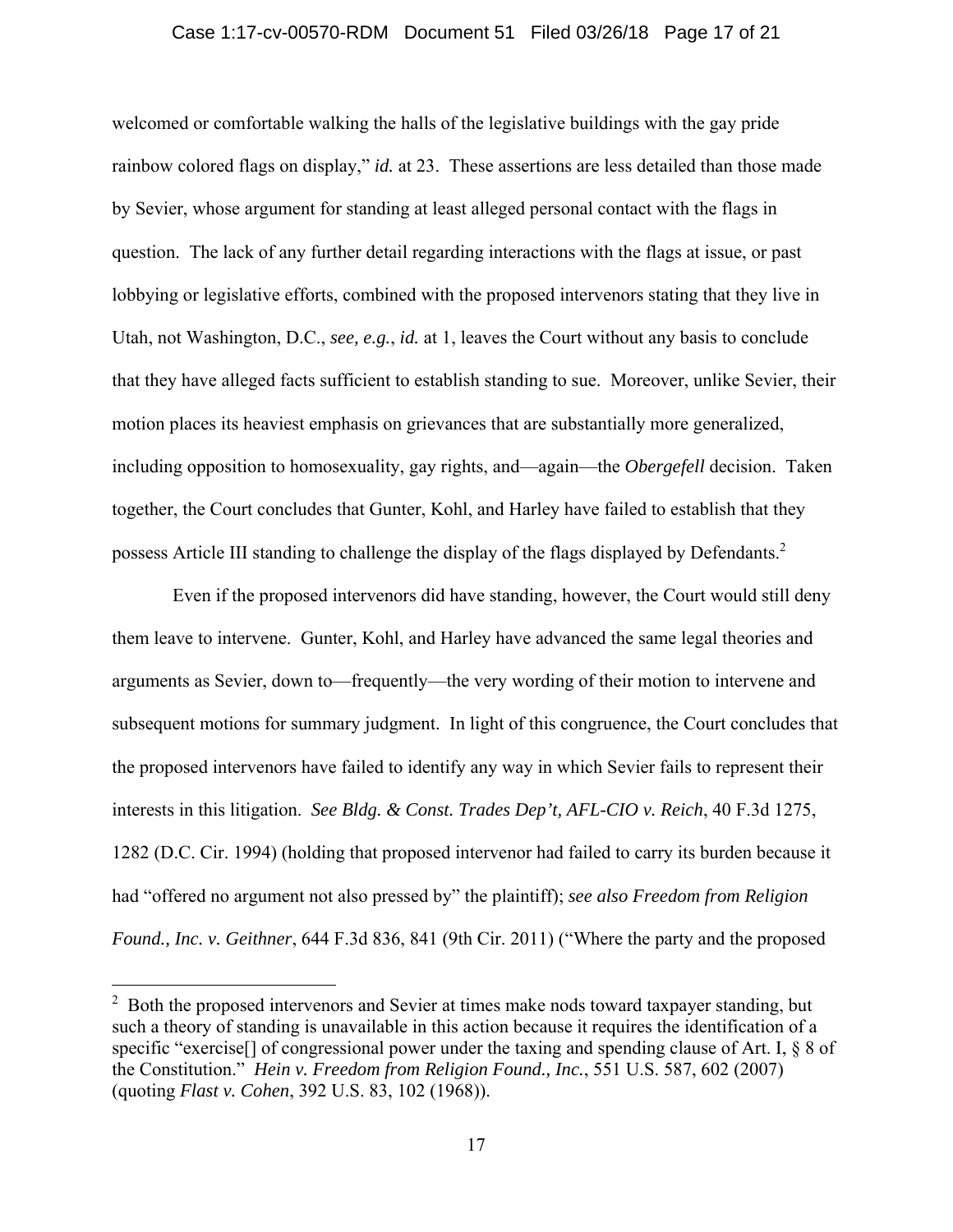welcomed or comfortable walking the halls of the legislative buildings with the gay pride rainbow colored flags on display," *id.* at 23. These assertions are less detailed than those made by Sevier, whose argument for standing at least alleged personal contact with the flags in question. The lack of any further detail regarding interactions with the flags at issue, or past lobbying or legislative efforts, combined with the proposed intervenors stating that they live in Utah, not Washington, D.C., *see, e.g.*, *id.* at 1, leaves the Court without any basis to conclude that they have alleged facts sufficient to establish standing to sue. Moreover, unlike Sevier, their motion places its heaviest emphasis on grievances that are substantially more generalized, including opposition to homosexuality, gay rights, and—again—the *Obergefell* decision. Taken together, the Court concludes that Gunter, Kohl, and Harley have failed to establish that they possess Article III standing to challenge the display of the flags displayed by Defendants.[2]

Even if the proposed intervenors did have standing, however, the Court would still deny them leave to intervene. Gunter, Kohl, and Harley have advanced the same legal theories and arguments as Sevier, down to—frequently—the very wording of their motion to intervene and subsequent motions for summary judgment. In light of this congruence, the Court concludes that the proposed intervenors have failed to identify any way in which Sevier fails to represent their interests in this litigation. *See Bldg. & Const. Trades Dep't, AFL-CIO v. Reich*, 40 F.3d 1275, 1282 (D.C. Cir. 1994) (holding that proposed intervenor had failed to carry its burden because it had "offered no argument not also pressed by" the plaintiff); *see also Freedom from Religion Found., Inc. v. Geithner*, 644 F.3d 836, 841 (9th Cir. 2011) ("Where the party and the proposed

---

[2] Both the proposed intervenors and Sevier at times make nods toward taxpayer standing, but such a theory of standing is unavailable in this action because it requires the identification of a specific "exercise[] of congressional power under the taxing and spending clause of Art. I, § 8 of the Constitution." *Hein v. Freedom from Religion Found., Inc.*, 551 U.S. 587, 602 (2007) (quoting *Flast v. Cohen*, 392 U.S. 83, 102 (1968)).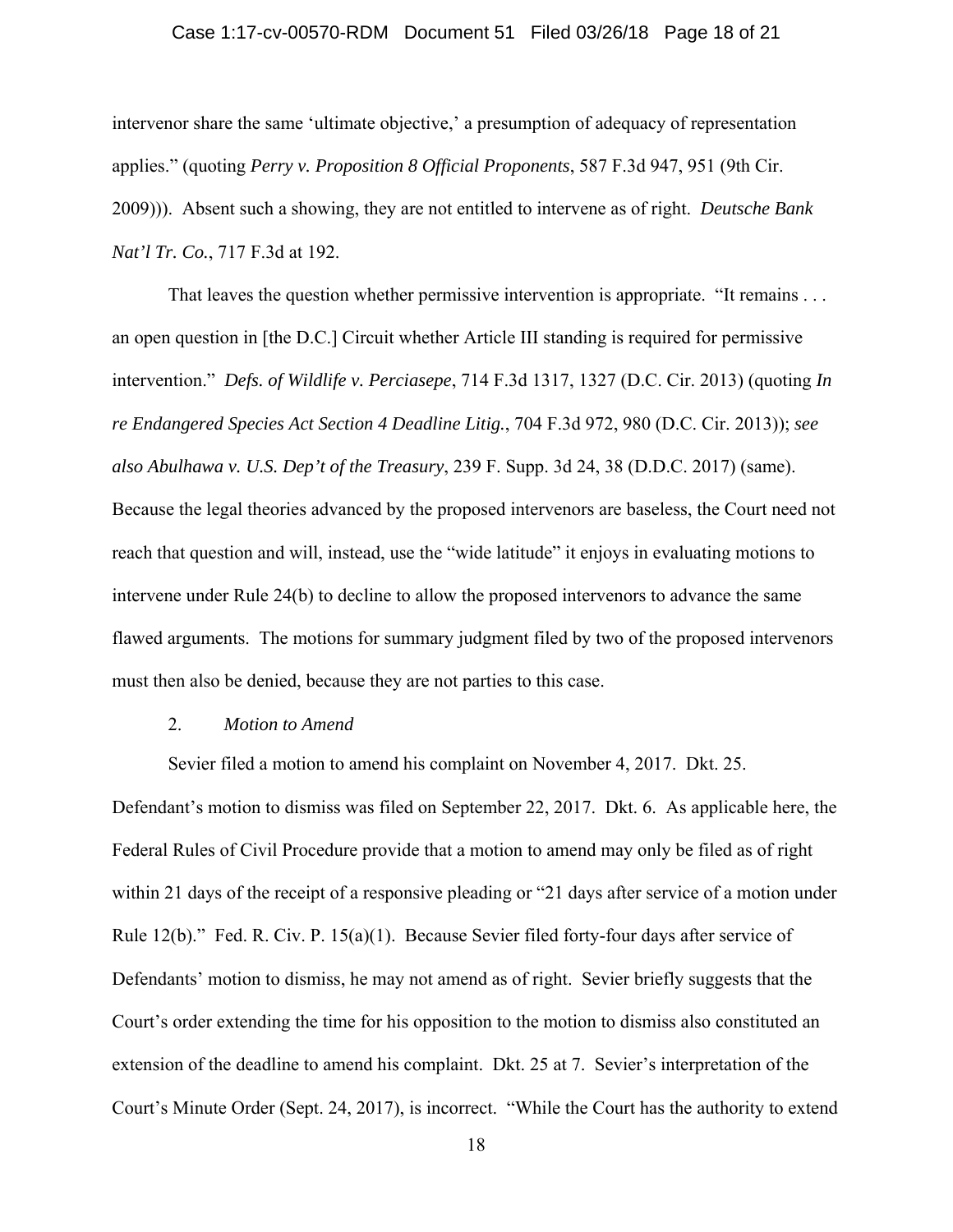intervenor share the same 'ultimate objective,' a presumption of adequacy of representation applies." (quoting *Perry v. Proposition 8 Official Proponents*, 587 F.3d 947, 951 (9th Cir. 2009))). Absent such a showing, they are not entitled to intervene as of right. *Deutsche Bank Nat'l Tr. Co.*, 717 F.3d at 192.

That leaves the question whether permissive intervention is appropriate. "It remains . . . an open question in [the D.C.] Circuit whether Article III standing is required for permissive intervention." *Defs. of Wildlife v. Perciasepe*, 714 F.3d 1317, 1327 (D.C. Cir. 2013) (quoting *In re Endangered Species Act Section 4 Deadline Litig.*, 704 F.3d 972, 980 (D.C. Cir. 2013)); *see also Abulhawa v. U.S. Dep't of the Treasury*, 239 F. Supp. 3d 24, 38 (D.D.C. 2017) (same). Because the legal theories advanced by the proposed intervenors are baseless, the Court need not reach that question and will, instead, use the "wide latitude" it enjoys in evaluating motions to intervene under Rule 24(b) to decline to allow the proposed intervenors to advance the same flawed arguments. The motions for summary judgment filed by two of the proposed intervenors must then also be denied, because they are not parties to this case.

2. *Motion to Amend*

Sevier filed a motion to amend his complaint on November 4, 2017. Dkt. 25. Defendant's motion to dismiss was filed on September 22, 2017. Dkt. 6. As applicable here, the Federal Rules of Civil Procedure provide that a motion to amend may only be filed as of right within 21 days of the receipt of a responsive pleading or "21 days after service of a motion under Rule 12(b)." Fed. R. Civ. P. 15(a)(1). Because Sevier filed forty-four days after service of Defendants' motion to dismiss, he may not amend as of right. Sevier briefly suggests that the Court's order extending the time for his opposition to the motion to dismiss also constituted an extension of the deadline to amend his complaint. Dkt. 25 at 7. Sevier's interpretation of the Court's Minute Order (Sept. 24, 2017), is incorrect. "While the Court has the authority to extend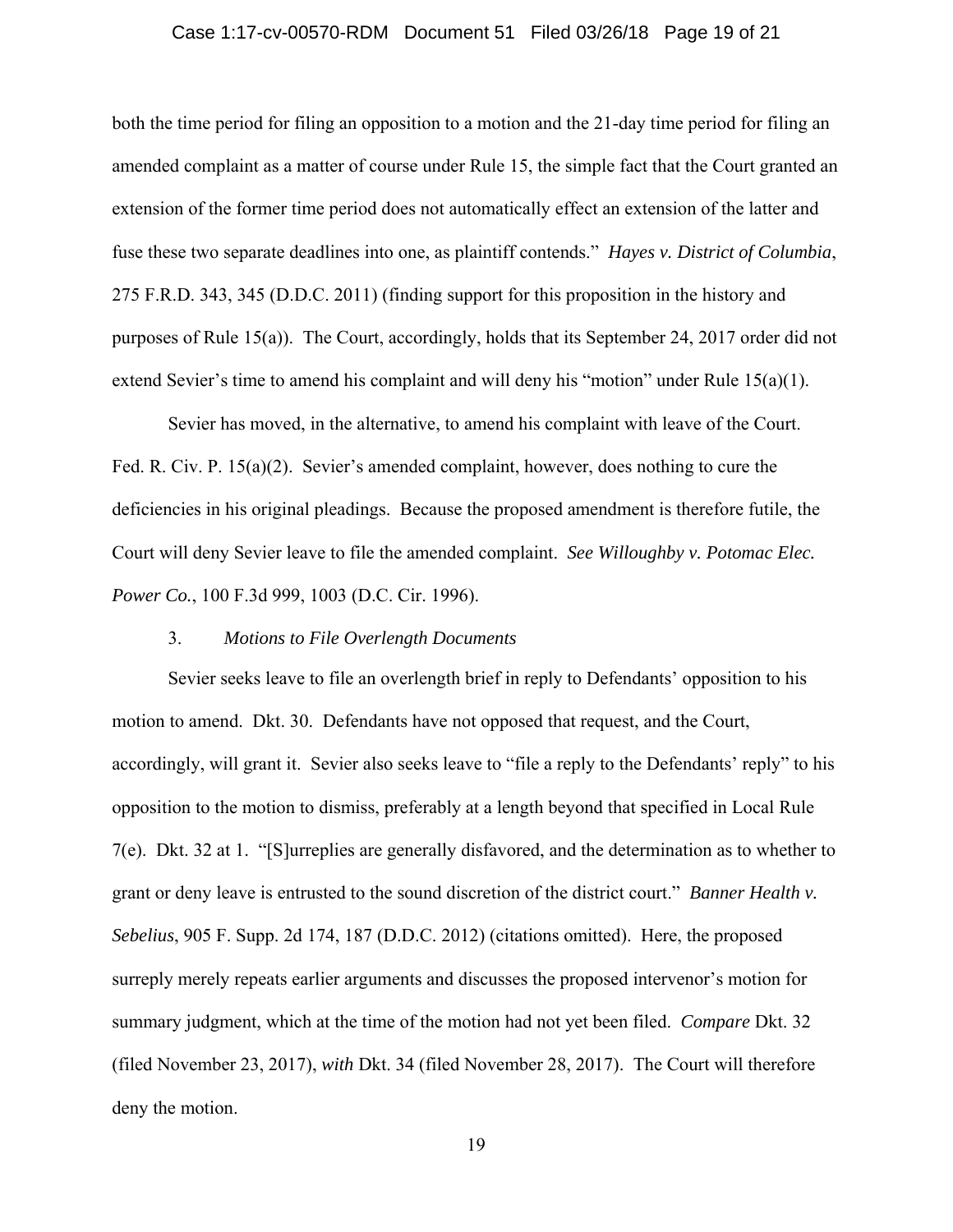both the time period for filing an opposition to a motion and the 21-day time period for filing an amended complaint as a matter of course under Rule 15, the simple fact that the Court granted an extension of the former time period does not automatically effect an extension of the latter and fuse these two separate deadlines into one, as plaintiff contends." *Hayes v. District of Columbia*, 275 F.R.D. 343, 345 (D.D.C. 2011) (finding support for this proposition in the history and purposes of Rule 15(a)). The Court, accordingly, holds that its September 24, 2017 order did not extend Sevier's time to amend his complaint and will deny his "motion" under Rule 15(a)(1).

Sevier has moved, in the alternative, to amend his complaint with leave of the Court. Fed. R. Civ. P. 15(a)(2). Sevier's amended complaint, however, does nothing to cure the deficiencies in his original pleadings. Because the proposed amendment is therefore futile, the Court will deny Sevier leave to file the amended complaint. *See Willoughby v. Potomac Elec. Power Co.*, 100 F.3d 999, 1003 (D.C. Cir. 1996).

3. *Motions to File Overlength Documents*

Sevier seeks leave to file an overlength brief in reply to Defendants' opposition to his motion to amend. Dkt. 30. Defendants have not opposed that request, and the Court, accordingly, will grant it. Sevier also seeks leave to "file a reply to the Defendants' reply" to his opposition to the motion to dismiss, preferably at a length beyond that specified in Local Rule 7(e). Dkt. 32 at 1. "[S]urreplies are generally disfavored, and the determination as to whether to grant or deny leave is entrusted to the sound discretion of the district court." *Banner Health v. Sebelius*, 905 F. Supp. 2d 174, 187 (D.D.C. 2012) (citations omitted). Here, the proposed surreply merely repeats earlier arguments and discusses the proposed intervenor's motion for summary judgment, which at the time of the motion had not yet been filed. *Compare* Dkt. 32 (filed November 23, 2017), *with* Dkt. 34 (filed November 28, 2017). The Court will therefore deny the motion.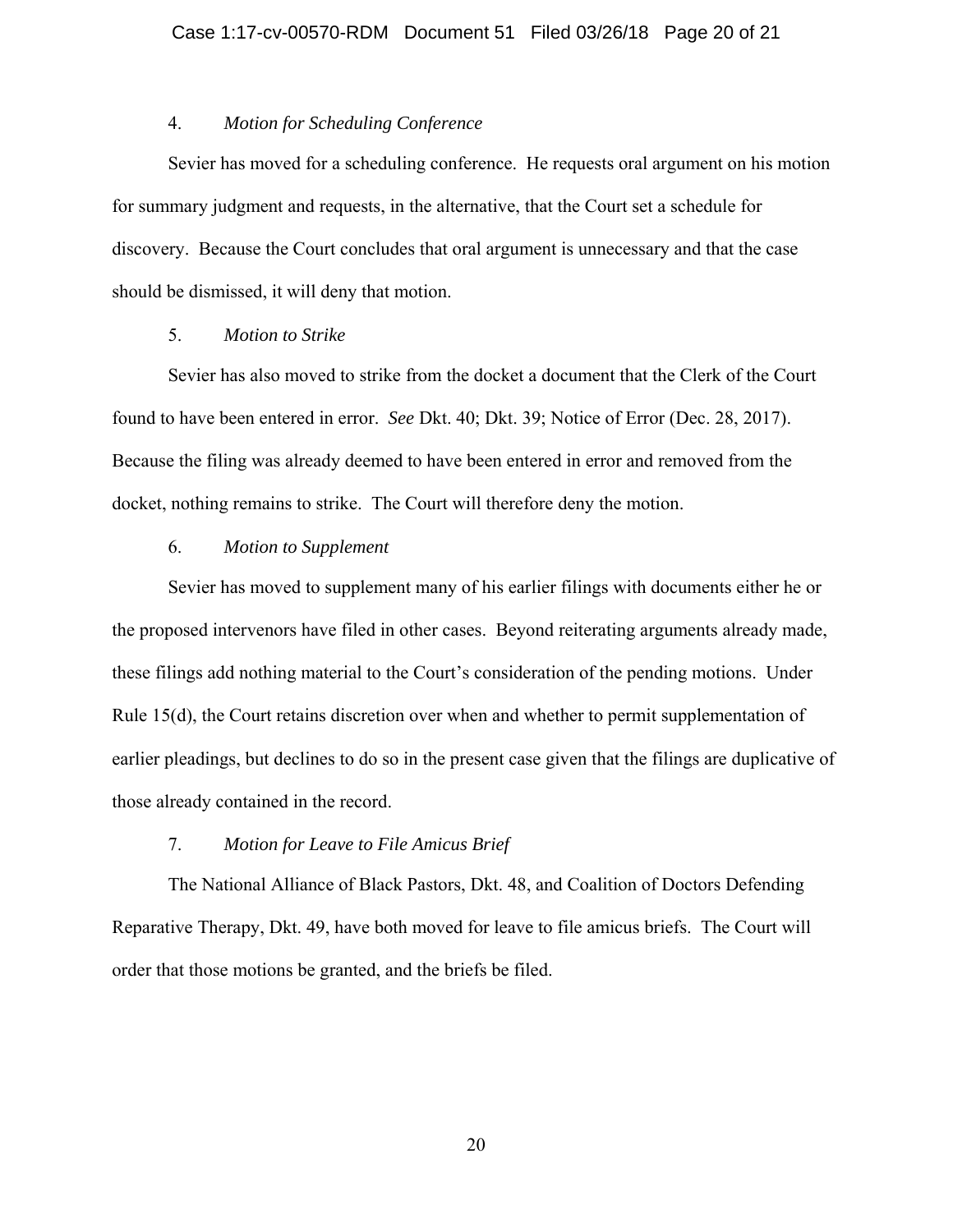4. *Motion for Scheduling Conference*

Sevier has moved for a scheduling conference. He requests oral argument on his motion for summary judgment and requests, in the alternative, that the Court set a schedule for discovery. Because the Court concludes that oral argument is unnecessary and that the case should be dismissed, it will deny that motion.

5. *Motion to Strike*

Sevier has also moved to strike from the docket a document that the Clerk of the Court found to have been entered in error. *See* Dkt. 40; Dkt. 39; Notice of Error (Dec. 28, 2017). Because the filing was already deemed to have been entered in error and removed from the docket, nothing remains to strike. The Court will therefore deny the motion.

6. *Motion to Supplement*

Sevier has moved to supplement many of his earlier filings with documents either he or the proposed intervenors have filed in other cases. Beyond reiterating arguments already made, these filings add nothing material to the Court's consideration of the pending motions. Under Rule 15(d), the Court retains discretion over when and whether to permit supplementation of earlier pleadings, but declines to do so in the present case given that the filings are duplicative of those already contained in the record.

7. *Motion for Leave to File Amicus Brief*

The National Alliance of Black Pastors, Dkt. 48, and Coalition of Doctors Defending Reparative Therapy, Dkt. 49, have both moved for leave to file amicus briefs. The Court will order that those motions be granted, and the briefs be filed.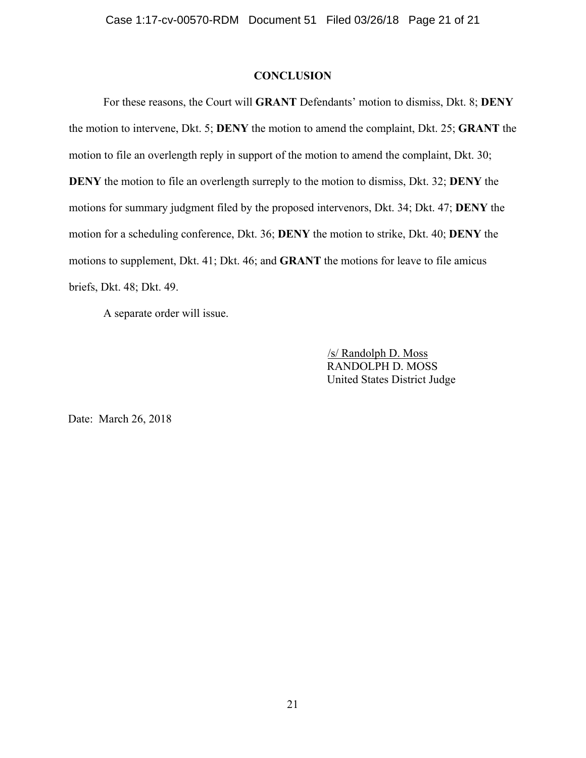## CONCLUSION

For these reasons, the Court will **GRANT** Defendants' motion to dismiss, Dkt. 8; **DENY** the motion to intervene, Dkt. 5; **DENY** the motion to amend the complaint, Dkt. 25; **GRANT** the motion to file an overlength reply in support of the motion to amend the complaint, Dkt. 30; **DENY** the motion to file an overlength surreply to the motion to dismiss, Dkt. 32; **DENY** the motions for summary judgment filed by the proposed intervenors, Dkt. 34; Dkt. 47; **DENY** the motion for a scheduling conference, Dkt. 36; **DENY** the motion to strike, Dkt. 40; **DENY** the motions to supplement, Dkt. 41; Dkt. 46; and **GRANT** the motions for leave to file amicus briefs, Dkt. 48; Dkt. 49.

A separate order will issue.

/s/ Randolph D. Moss
RANDOLPH D. MOSS
United States District Judge

Date: March 26, 2018